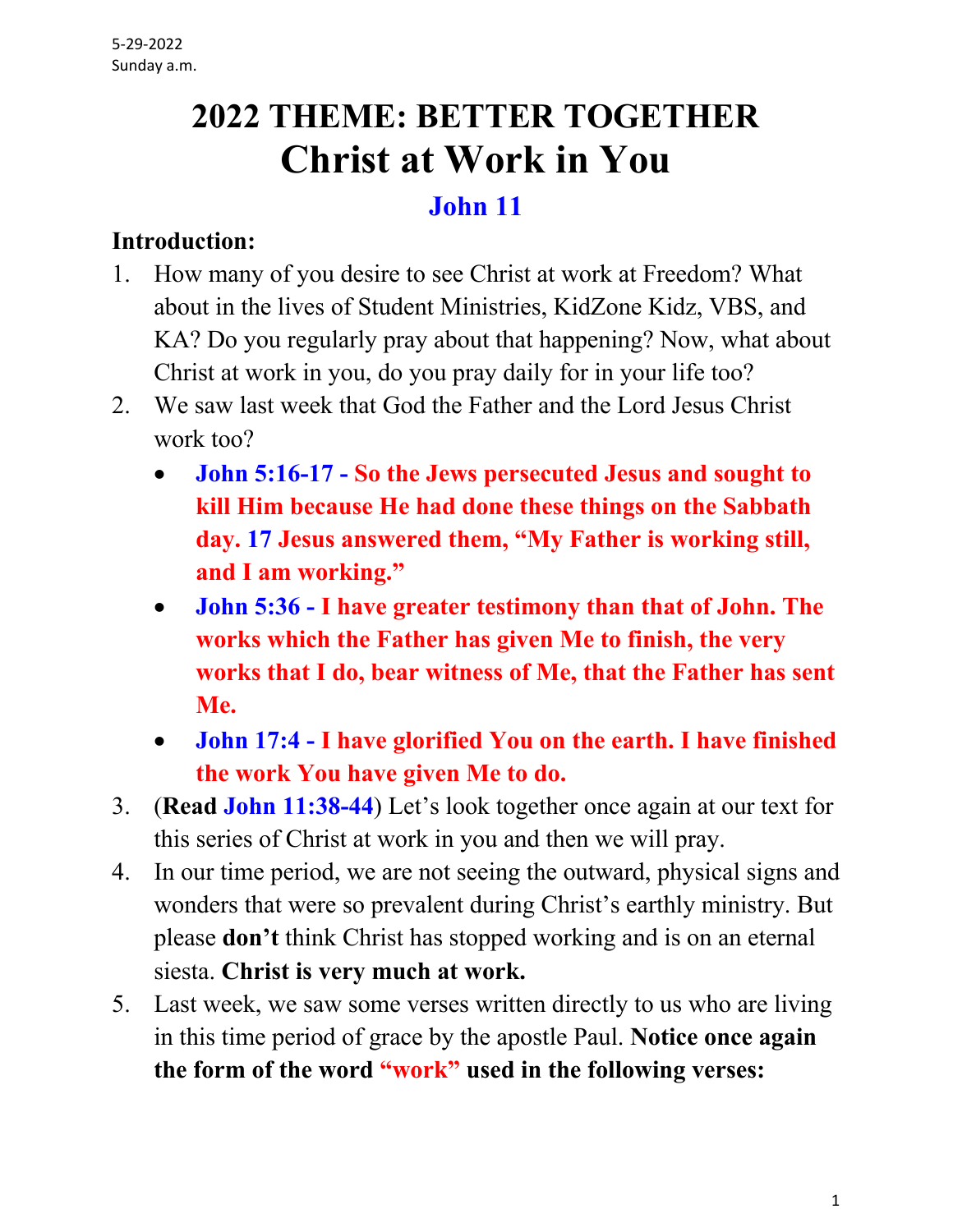5-29-2022
Sunday a.m.

# 2022 THEME: BETTER TOGETHER
# Christ at Work in You

## John 11

**Introduction:**

1. How many of you desire to see Christ at work at Freedom? What about in the lives of Student Ministries, KidZone Kidz, VBS, and KA? Do you regularly pray about that happening? Now, what about Christ at work in you, do you pray daily for in your life too?
2. We saw last week that God the Father and the Lord Jesus Christ work too?
   - **John 5:16-17 - So the Jews persecuted Jesus and sought to kill Him because He had done these things on the Sabbath day. 17 Jesus answered them, "My Father is working still, and I am working."**
   - **John 5:36 - I have greater testimony than that of John. The works which the Father has given Me to finish, the very works that I do, bear witness of Me, that the Father has sent Me.**
   - **John 17:4 - I have glorified You on the earth. I have finished the work You have given Me to do.**
3. (**Read John 11:38-44**) Let's look together once again at our text for this series of Christ at work in you and then we will pray.
4. In our time period, we are not seeing the outward, physical signs and wonders that were so prevalent during Christ's earthly ministry. But please **don't** think Christ has stopped working and is on an eternal siesta. **Christ is very much at work.**
5. Last week, we saw some verses written directly to us who are living in this time period of grace by the apostle Paul. **Notice once again the form of the word "work" used in the following verses:**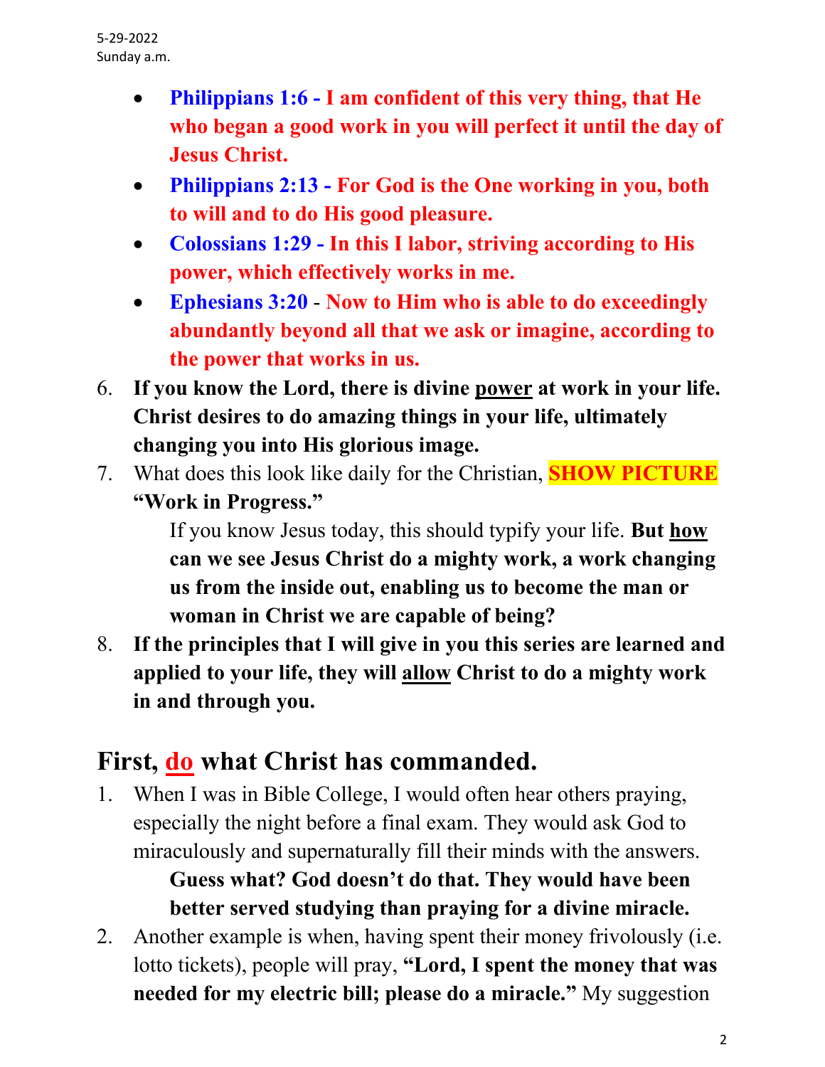- **Philippians 1:6 - I am confident of this very thing, that He who began a good work in you will perfect it until the day of Jesus Christ.**
- **Philippians 2:13 - For God is the One working in you, both to will and to do His good pleasure.**
- **Colossians 1:29 - In this I labor, striving according to His power, which effectively works in me.**
- **Ephesians 3:20** - **Now to Him who is able to do exceedingly abundantly beyond all that we ask or imagine, according to the power that works in us.**

6. **If you know the Lord, there is divine power at work in your life. Christ desires to do amazing things in your life, ultimately changing you into His glorious image.**
7. What does this look like daily for the Christian, **SHOW PICTURE** **"Work in Progress."**

   If you know Jesus today, this should typify your life. **But how can we see Jesus Christ do a mighty work, a work changing us from the inside out, enabling us to become the man or woman in Christ we are capable of being?**
8. **If the principles that I will give in you this series are learned and applied to your life, they will allow Christ to do a mighty work in and through you.**

## First, do what Christ has commanded.

1. When I was in Bible College, I would often hear others praying, especially the night before a final exam. They would ask God to miraculously and supernaturally fill their minds with the answers.

   **Guess what? God doesn't do that. They would have been better served studying than praying for a divine miracle.**
2. Another example is when, having spent their money frivolously (i.e. lotto tickets), people will pray, **"Lord, I spent the money that was needed for my electric bill; please do a miracle."** My suggestion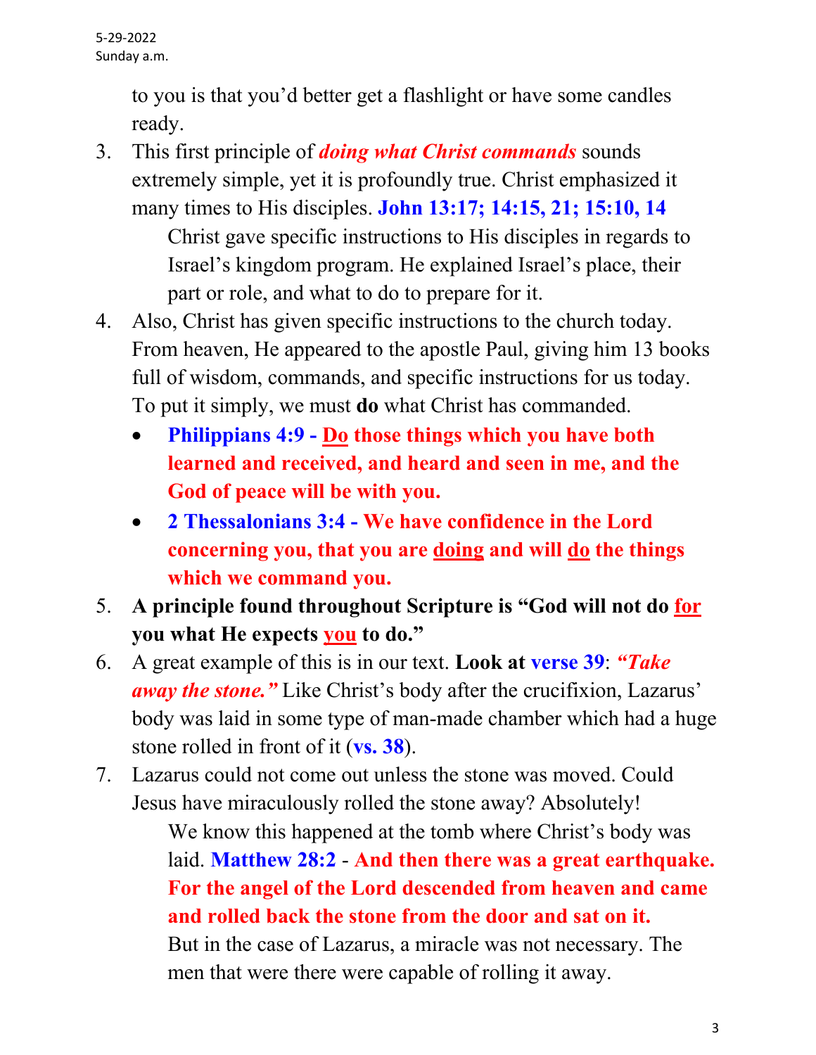to you is that you'd better get a flashlight or have some candles ready.

3. This first principle of ***doing what Christ commands*** sounds extremely simple, yet it is profoundly true. Christ emphasized it many times to His disciples. **John 13:17; 14:15, 21; 15:10, 14**

   Christ gave specific instructions to His disciples in regards to Israel's kingdom program. He explained Israel's place, their part or role, and what to do to prepare for it.

4. Also, Christ has given specific instructions to the church today. From heaven, He appeared to the apostle Paul, giving him 13 books full of wisdom, commands, and specific instructions for us today. To put it simply, we must **do** what Christ has commanded.
   - **Philippians 4:9 - Do those things which you have both learned and received, and heard and seen in me, and the God of peace will be with you.**
   - **2 Thessalonians 3:4 - We have confidence in the Lord concerning you, that you are doing and will do the things which we command you.**

5. **A principle found throughout Scripture is "God will not do for you what He expects you to do."**

6. A great example of this is in our text. **Look at verse 39**: ***"Take away the stone."*** Like Christ's body after the crucifixion, Lazarus' body was laid in some type of man-made chamber which had a huge stone rolled in front of it (**vs. 38**).

7. Lazarus could not come out unless the stone was moved. Could Jesus have miraculously rolled the stone away? Absolutely!

   We know this happened at the tomb where Christ's body was laid. **Matthew 28:2** - **And then there was a great earthquake. For the angel of the Lord descended from heaven and came and rolled back the stone from the door and sat on it.**

   But in the case of Lazarus, a miracle was not necessary. The men that were there were capable of rolling it away.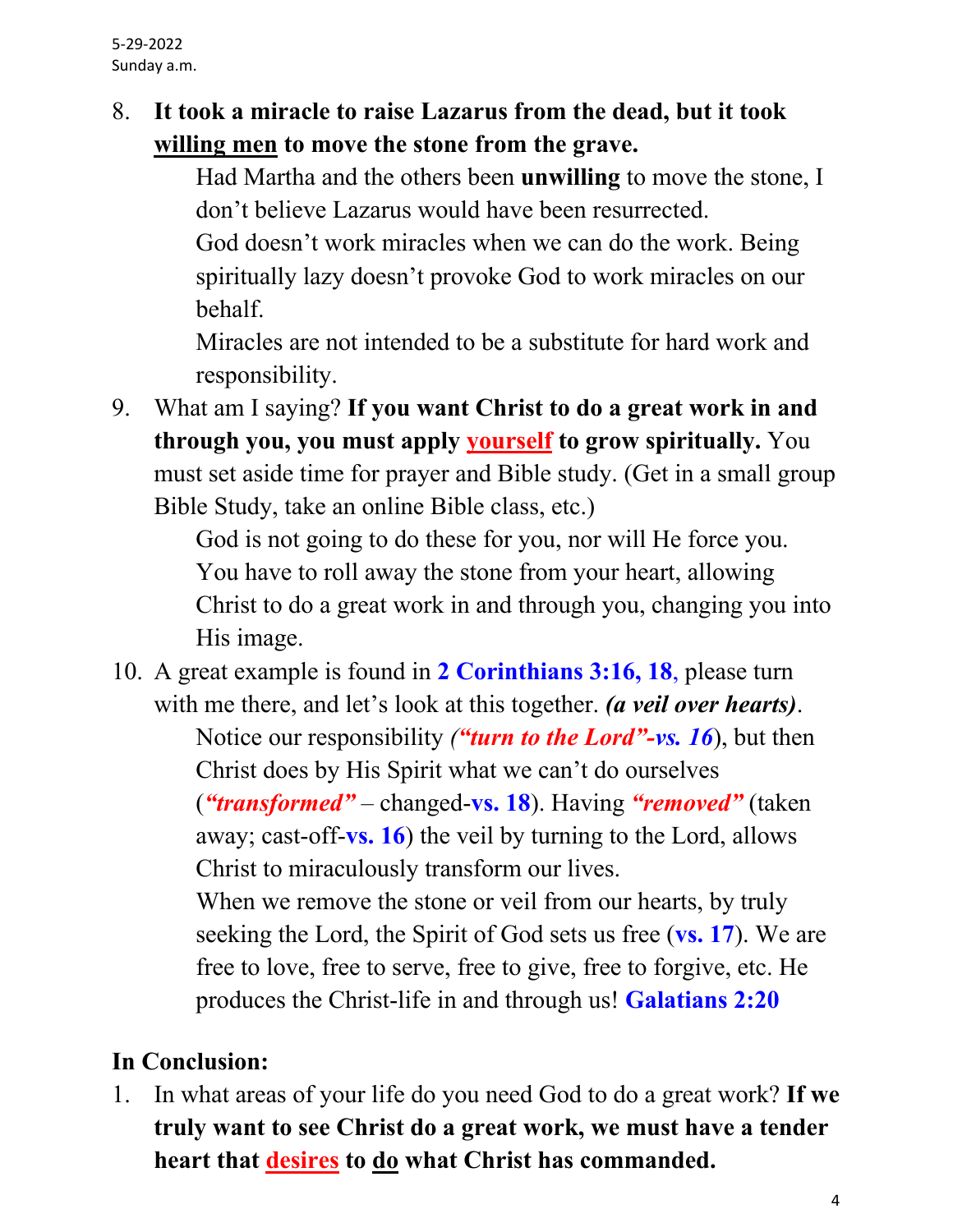8. **It took a miracle to raise Lazarus from the dead, but it took <u>willing men</u> to move the stone from the grave.**

   Had Martha and the others been **unwilling** to move the stone, I don't believe Lazarus would have been resurrected.

   God doesn't work miracles when we can do the work. Being spiritually lazy doesn't provoke God to work miracles on our behalf.

   Miracles are not intended to be a substitute for hard work and responsibility.

9. What am I saying? **If you want Christ to do a great work in and through you, you must apply <u>yourself</u> to grow spiritually.** You must set aside time for prayer and Bible study. (Get in a small group Bible Study, take an online Bible class, etc.)

   God is not going to do these for you, nor will He force you. You have to roll away the stone from your heart, allowing Christ to do a great work in and through you, changing you into His image.

10. A great example is found in **2 Corinthians 3:16, 18**, please turn with me there, and let's look at this together. ***(a veil over hearts)***.

    Notice our responsibility ***("turn to the Lord"-vs. 16***), but then Christ does by His Spirit what we can't do ourselves (***"transformed"*** – changed-**vs. 18**). Having ***"removed"*** (taken away; cast-off-**vs. 16**) the veil by turning to the Lord, allows Christ to miraculously transform our lives.

    When we remove the stone or veil from our hearts, by truly seeking the Lord, the Spirit of God sets us free (**vs. 17**). We are free to love, free to serve, free to give, free to forgive, etc. He produces the Christ-life in and through us! **Galatians 2:20**

**In Conclusion:**

1. In what areas of your life do you need God to do a great work? **If we truly want to see Christ do a great work, we must have a tender heart that <u>desires</u> to <u>do</u> what Christ has commanded.**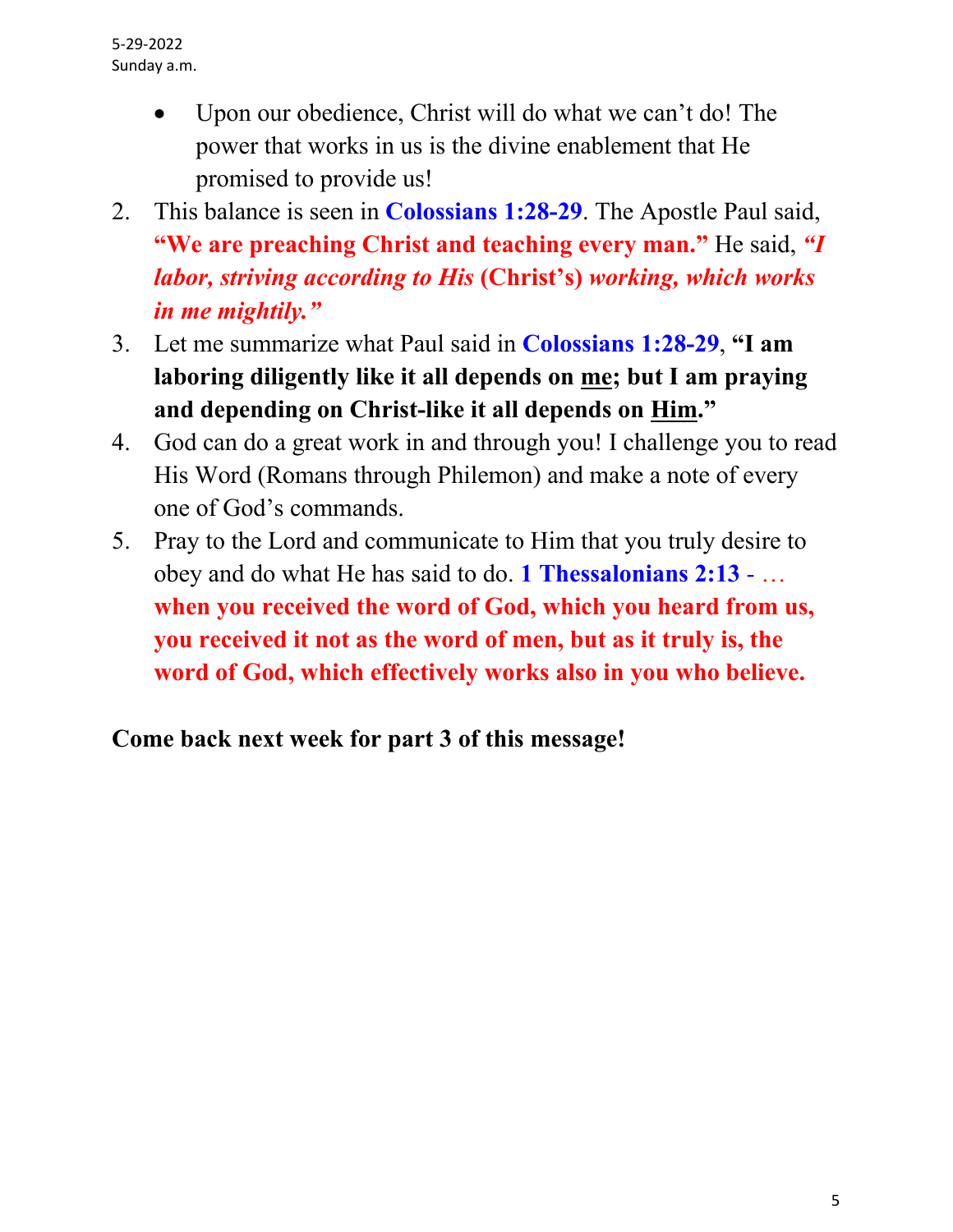- Upon our obedience, Christ will do what we can't do! The power that works in us is the divine enablement that He promised to provide us!

2. This balance is seen in **Colossians 1:28-29**. The Apostle Paul said, **"We are preaching Christ and teaching every man."** He said, ***"I labor, striving according to His*** **(Christ's)** ***working, which works in me mightily."***
3. Let me summarize what Paul said in **Colossians 1:28-29**, **"I am laboring diligently like it all depends on <u>me</u>; but I am praying and depending on Christ-like it all depends on <u>Him</u>."**
4. God can do a great work in and through you! I challenge you to read His Word (Romans through Philemon) and make a note of every one of God's commands.
5. Pray to the Lord and communicate to Him that you truly desire to obey and do what He has said to do. **1 Thessalonians 2:13** - … **when you received the word of God, which you heard from us, you received it not as the word of men, but as it truly is, the word of God, which effectively works also in you who believe.**

**Come back next week for part 3 of this message!**